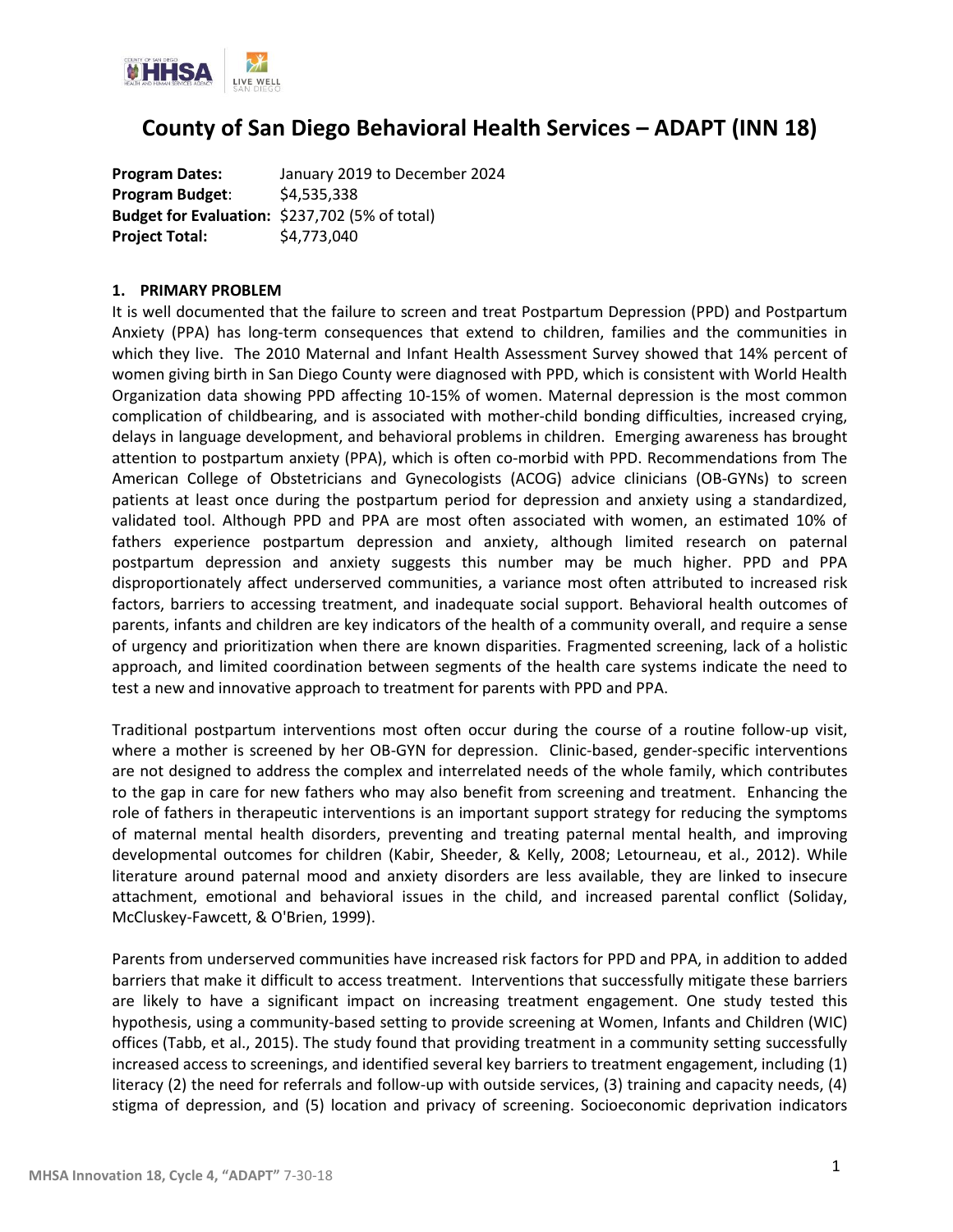# County of San Diego Behavioral Health Services – ADAPT (INN 18)

**Program Dates:** January 2019 to December 2024
**Program Budget**: $4,535,338
**Budget for Evaluation:** $237,702 (5% of total)
**Project Total:** $4,773,040

### 1. PRIMARY PROBLEM

It is well documented that the failure to screen and treat Postpartum Depression (PPD) and Postpartum Anxiety (PPA) has long-term consequences that extend to children, families and the communities in which they live. The 2010 Maternal and Infant Health Assessment Survey showed that 14% percent of women giving birth in San Diego County were diagnosed with PPD, which is consistent with World Health Organization data showing PPD affecting 10-15% of women. Maternal depression is the most common complication of childbearing, and is associated with mother-child bonding difficulties, increased crying, delays in language development, and behavioral problems in children. Emerging awareness has brought attention to postpartum anxiety (PPA), which is often co-morbid with PPD. Recommendations from The American College of Obstetricians and Gynecologists (ACOG) advice clinicians (OB-GYNs) to screen patients at least once during the postpartum period for depression and anxiety using a standardized, validated tool. Although PPD and PPA are most often associated with women, an estimated 10% of fathers experience postpartum depression and anxiety, although limited research on paternal postpartum depression and anxiety suggests this number may be much higher. PPD and PPA disproportionately affect underserved communities, a variance most often attributed to increased risk factors, barriers to accessing treatment, and inadequate social support. Behavioral health outcomes of parents, infants and children are key indicators of the health of a community overall, and require a sense of urgency and prioritization when there are known disparities. Fragmented screening, lack of a holistic approach, and limited coordination between segments of the health care systems indicate the need to test a new and innovative approach to treatment for parents with PPD and PPA.

Traditional postpartum interventions most often occur during the course of a routine follow-up visit, where a mother is screened by her OB-GYN for depression. Clinic-based, gender-specific interventions are not designed to address the complex and interrelated needs of the whole family, which contributes to the gap in care for new fathers who may also benefit from screening and treatment. Enhancing the role of fathers in therapeutic interventions is an important support strategy for reducing the symptoms of maternal mental health disorders, preventing and treating paternal mental health, and improving developmental outcomes for children (Kabir, Sheeder, & Kelly, 2008; Letourneau, et al., 2012). While literature around paternal mood and anxiety disorders are less available, they are linked to insecure attachment, emotional and behavioral issues in the child, and increased parental conflict (Soliday, McCluskey-Fawcett, & O'Brien, 1999).

Parents from underserved communities have increased risk factors for PPD and PPA, in addition to added barriers that make it difficult to access treatment. Interventions that successfully mitigate these barriers are likely to have a significant impact on increasing treatment engagement. One study tested this hypothesis, using a community-based setting to provide screening at Women, Infants and Children (WIC) offices (Tabb, et al., 2015). The study found that providing treatment in a community setting successfully increased access to screenings, and identified several key barriers to treatment engagement, including (1) literacy (2) the need for referrals and follow-up with outside services, (3) training and capacity needs, (4) stigma of depression, and (5) location and privacy of screening. Socioeconomic deprivation indicators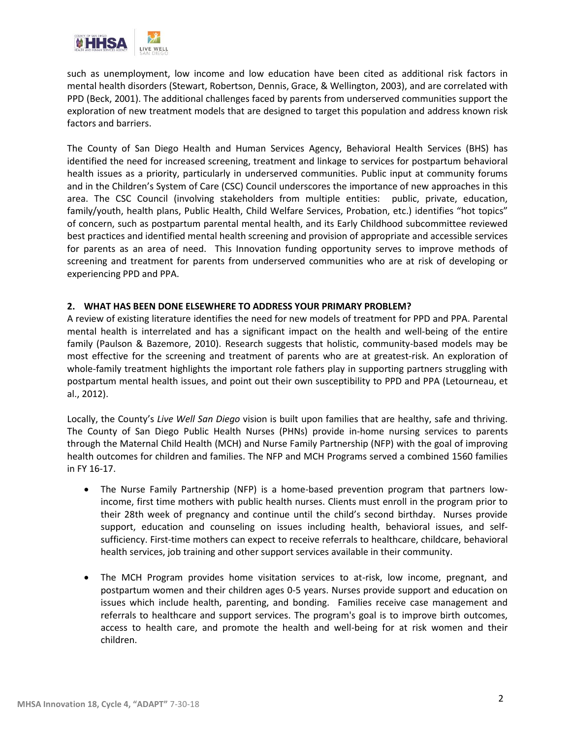such as unemployment, low income and low education have been cited as additional risk factors in mental health disorders (Stewart, Robertson, Dennis, Grace, & Wellington, 2003), and are correlated with PPD (Beck, 2001). The additional challenges faced by parents from underserved communities support the exploration of new treatment models that are designed to target this population and address known risk factors and barriers.

The County of San Diego Health and Human Services Agency, Behavioral Health Services (BHS) has identified the need for increased screening, treatment and linkage to services for postpartum behavioral health issues as a priority, particularly in underserved communities. Public input at community forums and in the Children's System of Care (CSC) Council underscores the importance of new approaches in this area. The CSC Council (involving stakeholders from multiple entities: public, private, education, family/youth, health plans, Public Health, Child Welfare Services, Probation, etc.) identifies "hot topics" of concern, such as postpartum parental mental health, and its Early Childhood subcommittee reviewed best practices and identified mental health screening and provision of appropriate and accessible services for parents as an area of need. This Innovation funding opportunity serves to improve methods of screening and treatment for parents from underserved communities who are at risk of developing or experiencing PPD and PPA.

## 2. WHAT HAS BEEN DONE ELSEWHERE TO ADDRESS YOUR PRIMARY PROBLEM?

A review of existing literature identifies the need for new models of treatment for PPD and PPA. Parental mental health is interrelated and has a significant impact on the health and well-being of the entire family (Paulson & Bazemore, 2010). Research suggests that holistic, community-based models may be most effective for the screening and treatment of parents who are at greatest-risk. An exploration of whole-family treatment highlights the important role fathers play in supporting partners struggling with postpartum mental health issues, and point out their own susceptibility to PPD and PPA (Letourneau, et al., 2012).

Locally, the County's *Live Well San Diego* vision is built upon families that are healthy, safe and thriving. The County of San Diego Public Health Nurses (PHNs) provide in-home nursing services to parents through the Maternal Child Health (MCH) and Nurse Family Partnership (NFP) with the goal of improving health outcomes for children and families. The NFP and MCH Programs served a combined 1560 families in FY 16-17.

- The Nurse Family Partnership (NFP) is a home-based prevention program that partners low-income, first time mothers with public health nurses. Clients must enroll in the program prior to their 28th week of pregnancy and continue until the child's second birthday. Nurses provide support, education and counseling on issues including health, behavioral issues, and self-sufficiency. First-time mothers can expect to receive referrals to healthcare, childcare, behavioral health services, job training and other support services available in their community.

- The MCH Program provides home visitation services to at-risk, low income, pregnant, and postpartum women and their children ages 0-5 years. Nurses provide support and education on issues which include health, parenting, and bonding. Families receive case management and referrals to healthcare and support services. The program's goal is to improve birth outcomes, access to health care, and promote the health and well-being for at risk women and their children.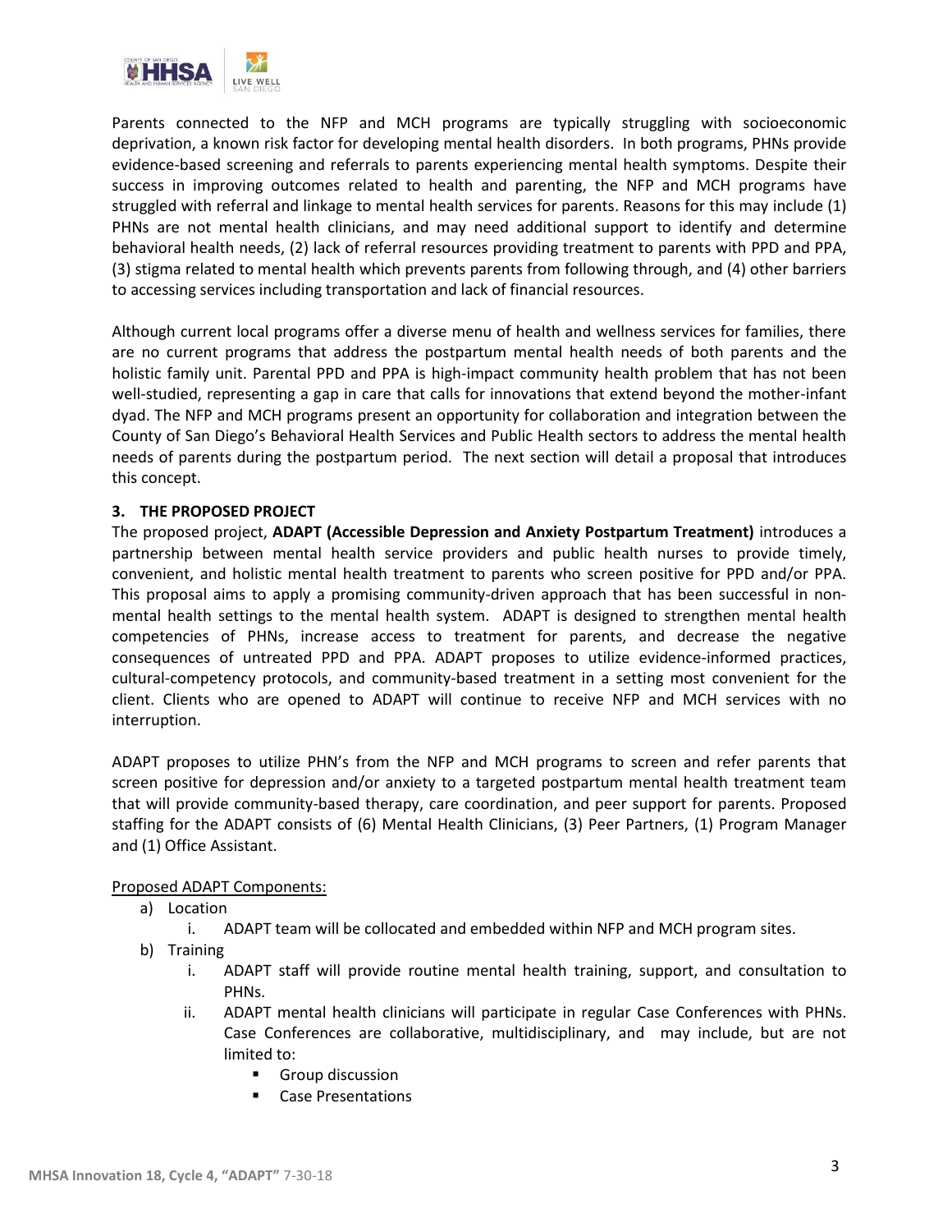Parents connected to the NFP and MCH programs are typically struggling with socioeconomic deprivation, a known risk factor for developing mental health disorders. In both programs, PHNs provide evidence-based screening and referrals to parents experiencing mental health symptoms. Despite their success in improving outcomes related to health and parenting, the NFP and MCH programs have struggled with referral and linkage to mental health services for parents. Reasons for this may include (1) PHNs are not mental health clinicians, and may need additional support to identify and determine behavioral health needs, (2) lack of referral resources providing treatment to parents with PPD and PPA, (3) stigma related to mental health which prevents parents from following through, and (4) other barriers to accessing services including transportation and lack of financial resources.

Although current local programs offer a diverse menu of health and wellness services for families, there are no current programs that address the postpartum mental health needs of both parents and the holistic family unit. Parental PPD and PPA is high-impact community health problem that has not been well-studied, representing a gap in care that calls for innovations that extend beyond the mother-infant dyad. The NFP and MCH programs present an opportunity for collaboration and integration between the County of San Diego's Behavioral Health Services and Public Health sectors to address the mental health needs of parents during the postpartum period. The next section will detail a proposal that introduces this concept.

## 3. THE PROPOSED PROJECT

The proposed project, **ADAPT (Accessible Depression and Anxiety Postpartum Treatment)** introduces a partnership between mental health service providers and public health nurses to provide timely, convenient, and holistic mental health treatment to parents who screen positive for PPD and/or PPA. This proposal aims to apply a promising community-driven approach that has been successful in non-mental health settings to the mental health system. ADAPT is designed to strengthen mental health competencies of PHNs, increase access to treatment for parents, and decrease the negative consequences of untreated PPD and PPA. ADAPT proposes to utilize evidence-informed practices, cultural-competency protocols, and community-based treatment in a setting most convenient for the client. Clients who are opened to ADAPT will continue to receive NFP and MCH services with no interruption.

ADAPT proposes to utilize PHN's from the NFP and MCH programs to screen and refer parents that screen positive for depression and/or anxiety to a targeted postpartum mental health treatment team that will provide community-based therapy, care coordination, and peer support for parents. Proposed staffing for the ADAPT consists of (6) Mental Health Clinicians, (3) Peer Partners, (1) Program Manager and (1) Office Assistant.

Proposed ADAPT Components:

a) Location
   i. ADAPT team will be collocated and embedded within NFP and MCH program sites.
b) Training
   i. ADAPT staff will provide routine mental health training, support, and consultation to PHNs.
   ii. ADAPT mental health clinicians will participate in regular Case Conferences with PHNs. Case Conferences are collaborative, multidisciplinary, and may include, but are not limited to:
      - Group discussion
      - Case Presentations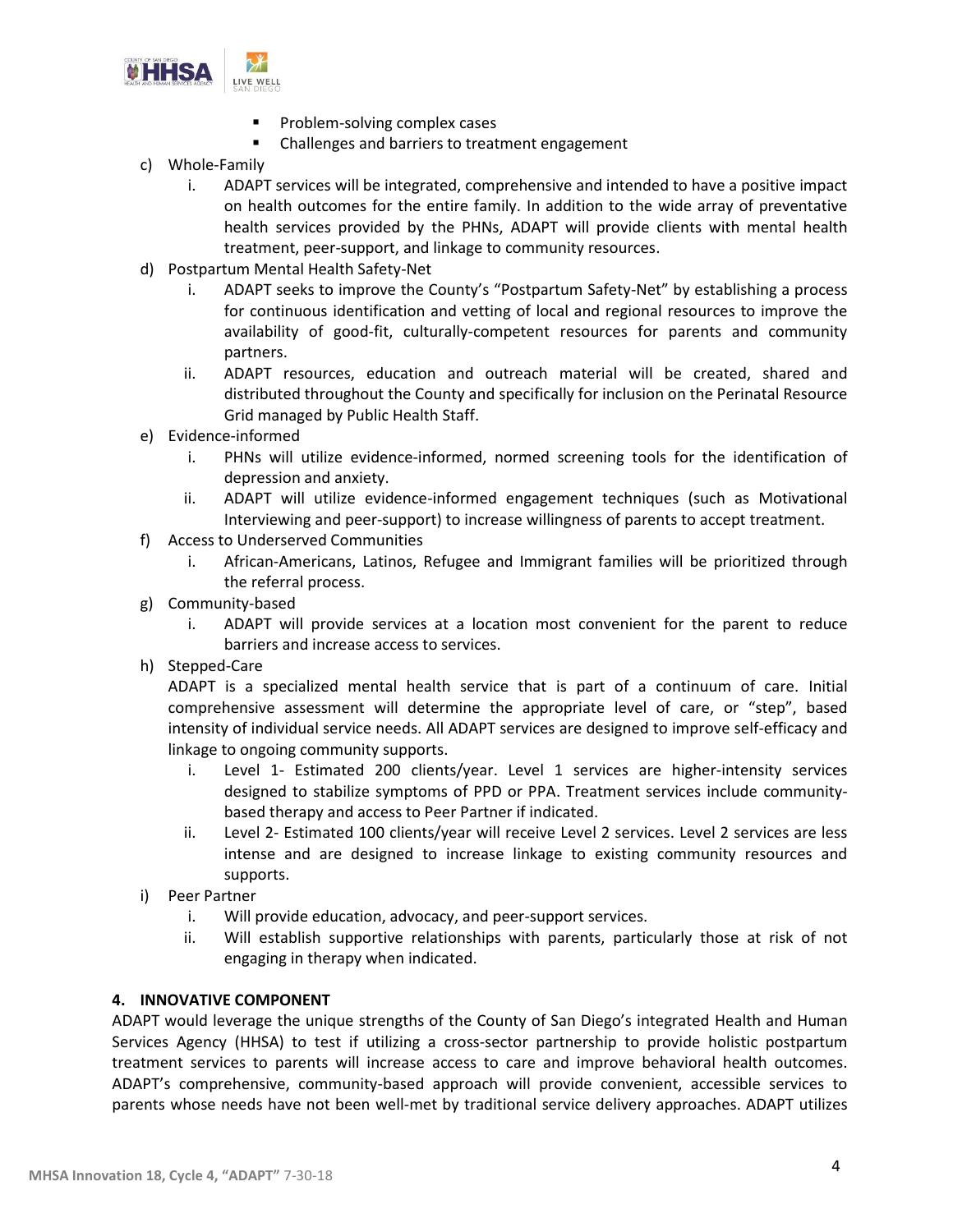- Problem-solving complex cases
- Challenges and barriers to treatment engagement

c) Whole-Family

i. ADAPT services will be integrated, comprehensive and intended to have a positive impact on health outcomes for the entire family. In addition to the wide array of preventative health services provided by the PHNs, ADAPT will provide clients with mental health treatment, peer-support, and linkage to community resources.

d) Postpartum Mental Health Safety-Net

i. ADAPT seeks to improve the County's "Postpartum Safety-Net" by establishing a process for continuous identification and vetting of local and regional resources to improve the availability of good-fit, culturally-competent resources for parents and community partners.

ii. ADAPT resources, education and outreach material will be created, shared and distributed throughout the County and specifically for inclusion on the Perinatal Resource Grid managed by Public Health Staff.

e) Evidence-informed

i. PHNs will utilize evidence-informed, normed screening tools for the identification of depression and anxiety.

ii. ADAPT will utilize evidence-informed engagement techniques (such as Motivational Interviewing and peer-support) to increase willingness of parents to accept treatment.

f) Access to Underserved Communities

i. African-Americans, Latinos, Refugee and Immigrant families will be prioritized through the referral process.

g) Community-based

i. ADAPT will provide services at a location most convenient for the parent to reduce barriers and increase access to services.

h) Stepped-Care

ADAPT is a specialized mental health service that is part of a continuum of care. Initial comprehensive assessment will determine the appropriate level of care, or "step", based intensity of individual service needs. All ADAPT services are designed to improve self-efficacy and linkage to ongoing community supports.

i. Level 1- Estimated 200 clients/year. Level 1 services are higher-intensity services designed to stabilize symptoms of PPD or PPA. Treatment services include community-based therapy and access to Peer Partner if indicated.

ii. Level 2- Estimated 100 clients/year will receive Level 2 services. Level 2 services are less intense and are designed to increase linkage to existing community resources and supports.

i) Peer Partner

i. Will provide education, advocacy, and peer-support services.

ii. Will establish supportive relationships with parents, particularly those at risk of not engaging in therapy when indicated.

## 4. INNOVATIVE COMPONENT

ADAPT would leverage the unique strengths of the County of San Diego's integrated Health and Human Services Agency (HHSA) to test if utilizing a cross-sector partnership to provide holistic postpartum treatment services to parents will increase access to care and improve behavioral health outcomes. ADAPT's comprehensive, community-based approach will provide convenient, accessible services to parents whose needs have not been well-met by traditional service delivery approaches. ADAPT utilizes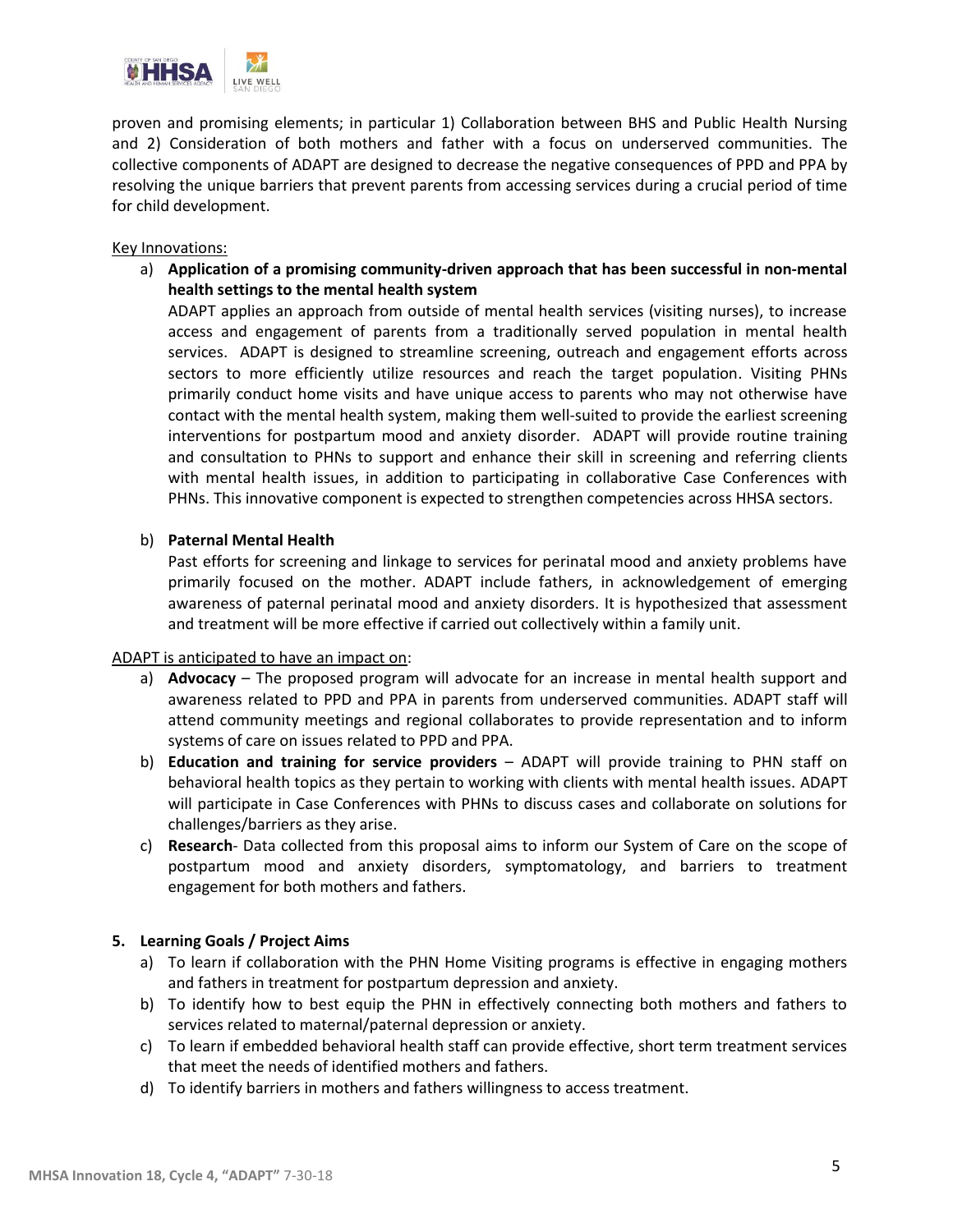proven and promising elements; in particular 1) Collaboration between BHS and Public Health Nursing and 2) Consideration of both mothers and father with a focus on underserved communities. The collective components of ADAPT are designed to decrease the negative consequences of PPD and PPA by resolving the unique barriers that prevent parents from accessing services during a crucial period of time for child development.

Key Innovations:

a) **Application of a promising community-driven approach that has been successful in non-mental health settings to the mental health system**

   ADAPT applies an approach from outside of mental health services (visiting nurses), to increase access and engagement of parents from a traditionally served population in mental health services. ADAPT is designed to streamline screening, outreach and engagement efforts across sectors to more efficiently utilize resources and reach the target population. Visiting PHNs primarily conduct home visits and have unique access to parents who may not otherwise have contact with the mental health system, making them well-suited to provide the earliest screening interventions for postpartum mood and anxiety disorder. ADAPT will provide routine training and consultation to PHNs to support and enhance their skill in screening and referring clients with mental health issues, in addition to participating in collaborative Case Conferences with PHNs. This innovative component is expected to strengthen competencies across HHSA sectors.

b) **Paternal Mental Health**

   Past efforts for screening and linkage to services for perinatal mood and anxiety problems have primarily focused on the mother. ADAPT include fathers, in acknowledgement of emerging awareness of paternal perinatal mood and anxiety disorders. It is hypothesized that assessment and treatment will be more effective if carried out collectively within a family unit.

ADAPT is anticipated to have an impact on:

a) **Advocacy** – The proposed program will advocate for an increase in mental health support and awareness related to PPD and PPA in parents from underserved communities. ADAPT staff will attend community meetings and regional collaborates to provide representation and to inform systems of care on issues related to PPD and PPA.
b) **Education and training for service providers** – ADAPT will provide training to PHN staff on behavioral health topics as they pertain to working with clients with mental health issues. ADAPT will participate in Case Conferences with PHNs to discuss cases and collaborate on solutions for challenges/barriers as they arise.
c) **Research**- Data collected from this proposal aims to inform our System of Care on the scope of postpartum mood and anxiety disorders, symptomatology, and barriers to treatment engagement for both mothers and fathers.

## 5. Learning Goals / Project Aims

a) To learn if collaboration with the PHN Home Visiting programs is effective in engaging mothers and fathers in treatment for postpartum depression and anxiety.
b) To identify how to best equip the PHN in effectively connecting both mothers and fathers to services related to maternal/paternal depression or anxiety.
c) To learn if embedded behavioral health staff can provide effective, short term treatment services that meet the needs of identified mothers and fathers.
d) To identify barriers in mothers and fathers willingness to access treatment.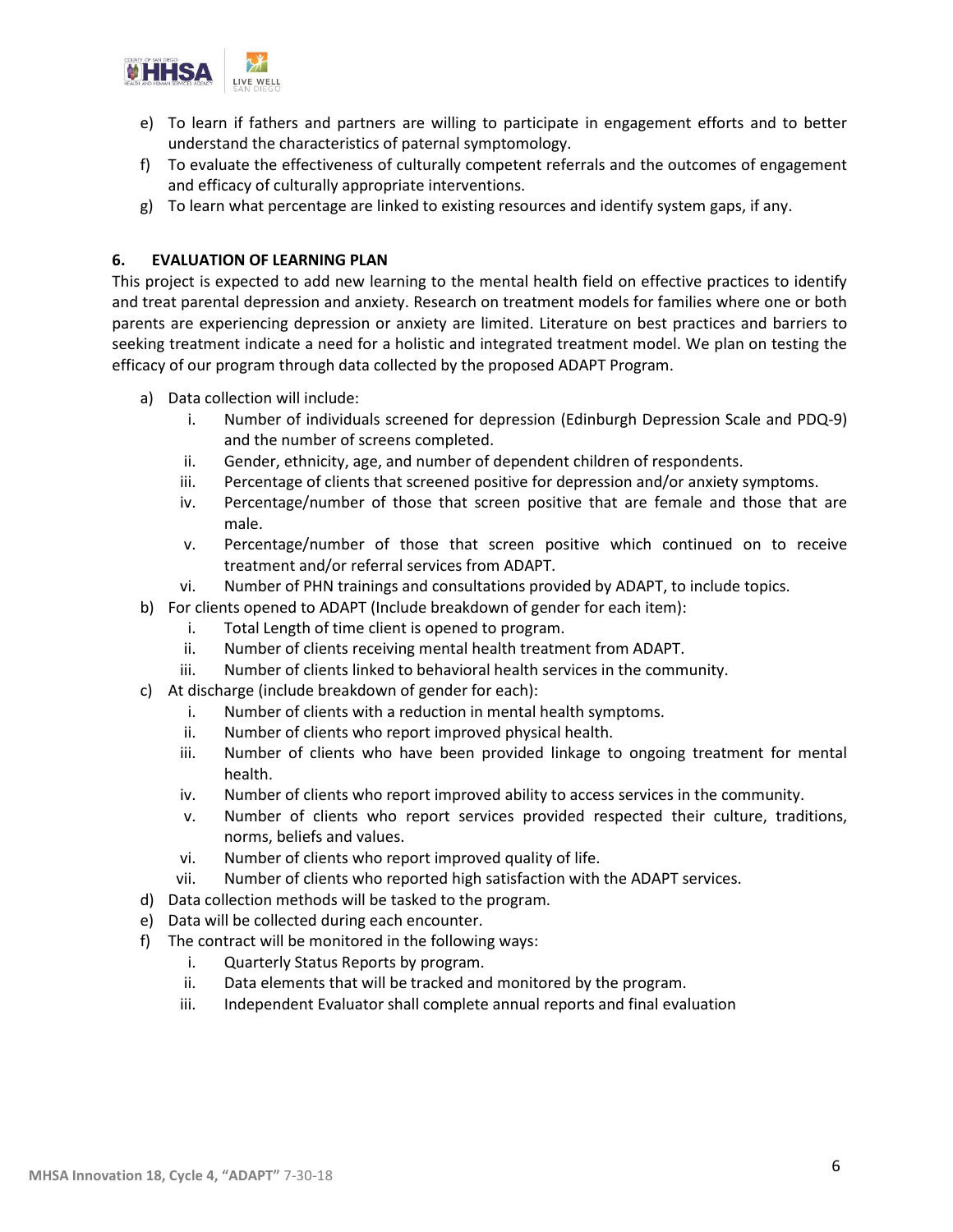e) To learn if fathers and partners are willing to participate in engagement efforts and to better understand the characteristics of paternal symptomology.
f) To evaluate the effectiveness of culturally competent referrals and the outcomes of engagement and efficacy of culturally appropriate interventions.
g) To learn what percentage are linked to existing resources and identify system gaps, if any.

## 6. EVALUATION OF LEARNING PLAN

This project is expected to add new learning to the mental health field on effective practices to identify and treat parental depression and anxiety. Research on treatment models for families where one or both parents are experiencing depression or anxiety are limited. Literature on best practices and barriers to seeking treatment indicate a need for a holistic and integrated treatment model. We plan on testing the efficacy of our program through data collected by the proposed ADAPT Program.

a) Data collection will include:
   i. Number of individuals screened for depression (Edinburgh Depression Scale and PDQ-9) and the number of screens completed.
   ii. Gender, ethnicity, age, and number of dependent children of respondents.
   iii. Percentage of clients that screened positive for depression and/or anxiety symptoms.
   iv. Percentage/number of those that screen positive that are female and those that are male.
   v. Percentage/number of those that screen positive which continued on to receive treatment and/or referral services from ADAPT.
   vi. Number of PHN trainings and consultations provided by ADAPT, to include topics.
b) For clients opened to ADAPT (Include breakdown of gender for each item):
   i. Total Length of time client is opened to program.
   ii. Number of clients receiving mental health treatment from ADAPT.
   iii. Number of clients linked to behavioral health services in the community.
c) At discharge (include breakdown of gender for each):
   i. Number of clients with a reduction in mental health symptoms.
   ii. Number of clients who report improved physical health.
   iii. Number of clients who have been provided linkage to ongoing treatment for mental health.
   iv. Number of clients who report improved ability to access services in the community.
   v. Number of clients who report services provided respected their culture, traditions, norms, beliefs and values.
   vi. Number of clients who report improved quality of life.
   vii. Number of clients who reported high satisfaction with the ADAPT services.
d) Data collection methods will be tasked to the program.
e) Data will be collected during each encounter.
f) The contract will be monitored in the following ways:
   i. Quarterly Status Reports by program.
   ii. Data elements that will be tracked and monitored by the program.
   iii. Independent Evaluator shall complete annual reports and final evaluation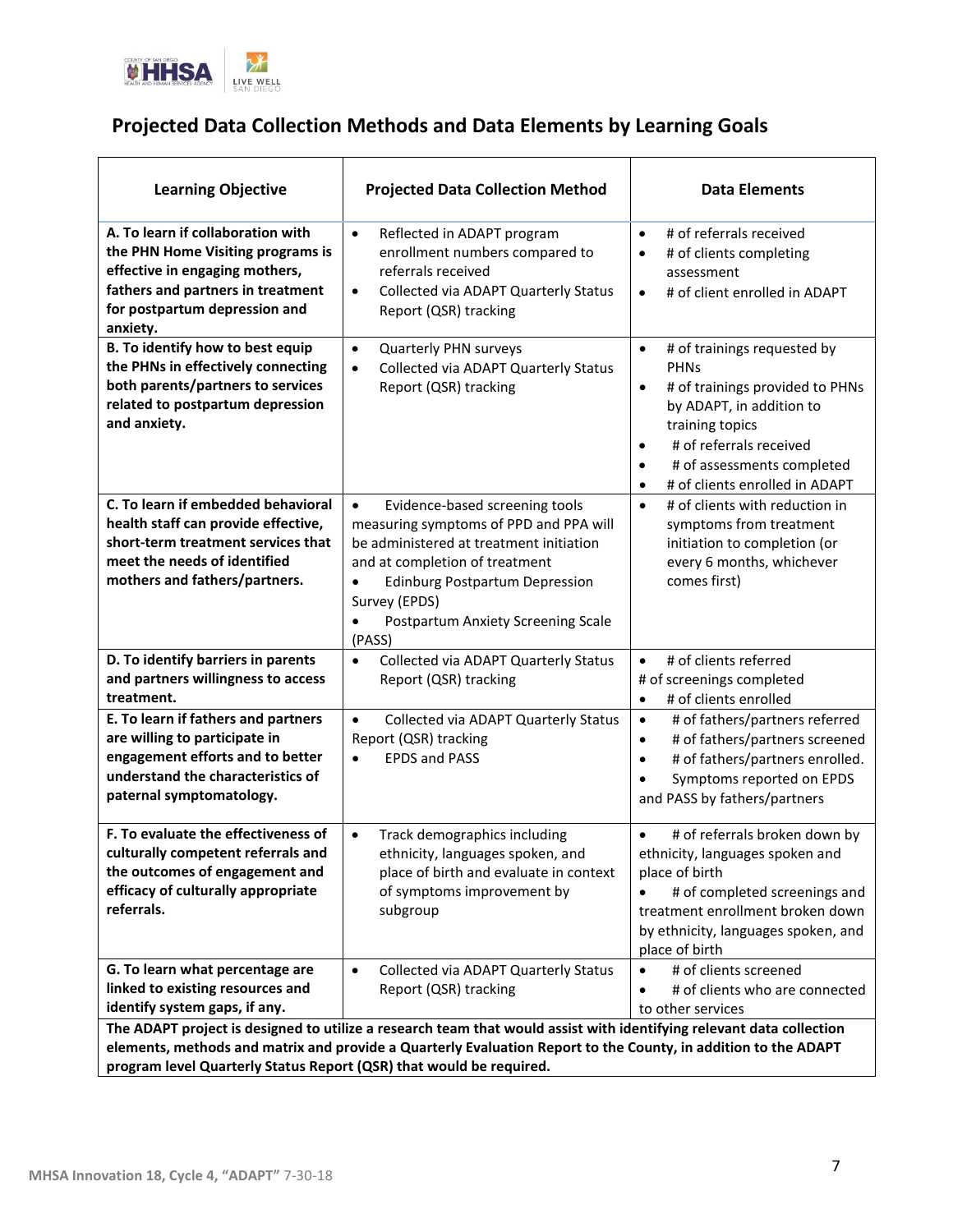## Projected Data Collection Methods and Data Elements by Learning Goals

| Learning Objective | Projected Data Collection Method | Data Elements |
|---|---|---|
| **A. To learn if collaboration with the PHN Home Visiting programs is effective in engaging mothers, fathers and partners in treatment for postpartum depression and anxiety.** | • Reflected in ADAPT program enrollment numbers compared to referrals received<br>• Collected via ADAPT Quarterly Status Report (QSR) tracking | • # of referrals received<br>• # of clients completing assessment<br>• # of client enrolled in ADAPT |
| **B. To identify how to best equip the PHNs in effectively connecting both parents/partners to services related to postpartum depression and anxiety.** | • Quarterly PHN surveys<br>• Collected via ADAPT Quarterly Status Report (QSR) tracking | • # of trainings requested by PHNs<br>• # of trainings provided to PHNs by ADAPT, in addition to training topics<br>• # of referrals received<br>• # of assessments completed<br>• # of clients enrolled in ADAPT |
| **C. To learn if embedded behavioral health staff can provide effective, short-term treatment services that meet the needs of identified mothers and fathers/partners.** | • Evidence-based screening tools measuring symptoms of PPD and PPA will be administered at treatment initiation and at completion of treatment<br>• Edinburg Postpartum Depression Survey (EPDS)<br>• Postpartum Anxiety Screening Scale (PASS) | • # of clients with reduction in symptoms from treatment initiation to completion (or every 6 months, whichever comes first) |
| **D. To identify barriers in parents and partners willingness to access treatment.** | • Collected via ADAPT Quarterly Status Report (QSR) tracking | • # of clients referred<br># of screenings completed<br>• # of clients enrolled |
| **E. To learn if fathers and partners are willing to participate in engagement efforts and to better understand the characteristics of paternal symptomatology.** | • Collected via ADAPT Quarterly Status Report (QSR) tracking<br>• EPDS and PASS | • # of fathers/partners referred<br>• # of fathers/partners screened<br>• # of fathers/partners enrolled.<br>• Symptoms reported on EPDS and PASS by fathers/partners |
| **F. To evaluate the effectiveness of culturally competent referrals and the outcomes of engagement and efficacy of culturally appropriate referrals.** | • Track demographics including ethnicity, languages spoken, and place of birth and evaluate in context of symptoms improvement by subgroup | • # of referrals broken down by ethnicity, languages spoken and place of birth<br>• # of completed screenings and treatment enrollment broken down by ethnicity, languages spoken, and place of birth |
| **G. To learn what percentage are linked to existing resources and identify system gaps, if any.** | • Collected via ADAPT Quarterly Status Report (QSR) tracking | • # of clients screened<br>• # of clients who are connected to other services |
| **The ADAPT project is designed to utilize a research team that would assist with identifying relevant data collection elements, methods and matrix and provide a Quarterly Evaluation Report to the County, in addition to the ADAPT program level Quarterly Status Report (QSR) that would be required.** | | |

MHSA Innovation 18, Cycle 4, "ADAPT" 7-30-18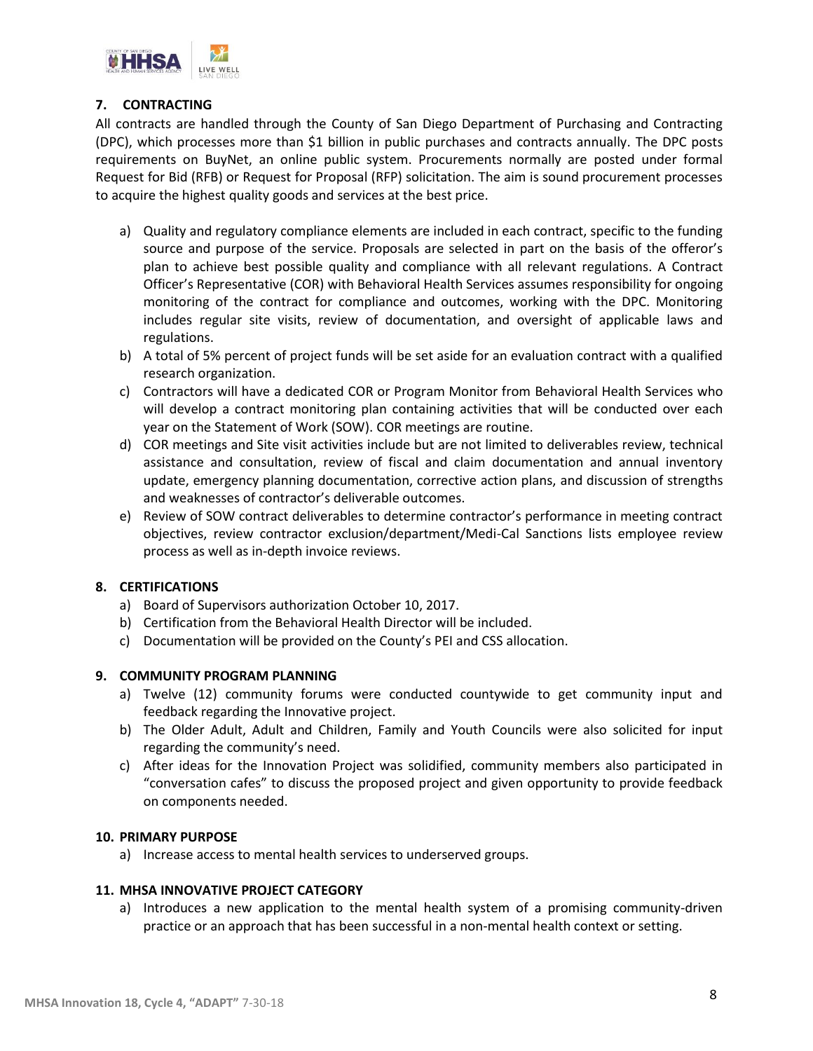## 7. CONTRACTING

All contracts are handled through the County of San Diego Department of Purchasing and Contracting (DPC), which processes more than $1 billion in public purchases and contracts annually. The DPC posts requirements on BuyNet, an online public system. Procurements normally are posted under formal Request for Bid (RFB) or Request for Proposal (RFP) solicitation. The aim is sound procurement processes to acquire the highest quality goods and services at the best price.

a) Quality and regulatory compliance elements are included in each contract, specific to the funding source and purpose of the service. Proposals are selected in part on the basis of the offeror's plan to achieve best possible quality and compliance with all relevant regulations. A Contract Officer's Representative (COR) with Behavioral Health Services assumes responsibility for ongoing monitoring of the contract for compliance and outcomes, working with the DPC. Monitoring includes regular site visits, review of documentation, and oversight of applicable laws and regulations.
b) A total of 5% percent of project funds will be set aside for an evaluation contract with a qualified research organization.
c) Contractors will have a dedicated COR or Program Monitor from Behavioral Health Services who will develop a contract monitoring plan containing activities that will be conducted over each year on the Statement of Work (SOW). COR meetings are routine.
d) COR meetings and Site visit activities include but are not limited to deliverables review, technical assistance and consultation, review of fiscal and claim documentation and annual inventory update, emergency planning documentation, corrective action plans, and discussion of strengths and weaknesses of contractor's deliverable outcomes.
e) Review of SOW contract deliverables to determine contractor's performance in meeting contract objectives, review contractor exclusion/department/Medi-Cal Sanctions lists employee review process as well as in-depth invoice reviews.

## 8. CERTIFICATIONS

a) Board of Supervisors authorization October 10, 2017.
b) Certification from the Behavioral Health Director will be included.
c) Documentation will be provided on the County's PEI and CSS allocation.

## 9. COMMUNITY PROGRAM PLANNING

a) Twelve (12) community forums were conducted countywide to get community input and feedback regarding the Innovative project.
b) The Older Adult, Adult and Children, Family and Youth Councils were also solicited for input regarding the community's need.
c) After ideas for the Innovation Project was solidified, community members also participated in "conversation cafes" to discuss the proposed project and given opportunity to provide feedback on components needed.

## 10. PRIMARY PURPOSE

a) Increase access to mental health services to underserved groups.

## 11. MHSA INNOVATIVE PROJECT CATEGORY

a) Introduces a new application to the mental health system of a promising community-driven practice or an approach that has been successful in a non-mental health context or setting.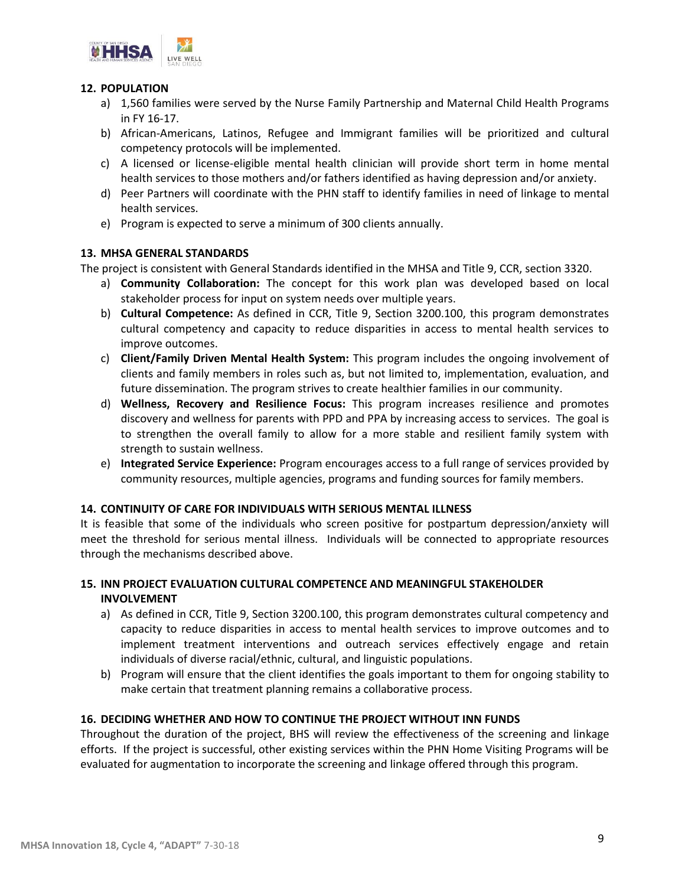### 12. POPULATION

a) 1,560 families were served by the Nurse Family Partnership and Maternal Child Health Programs in FY 16-17.

b) African-Americans, Latinos, Refugee and Immigrant families will be prioritized and cultural competency protocols will be implemented.

c) A licensed or license-eligible mental health clinician will provide short term in home mental health services to those mothers and/or fathers identified as having depression and/or anxiety.

d) Peer Partners will coordinate with the PHN staff to identify families in need of linkage to mental health services.

e) Program is expected to serve a minimum of 300 clients annually.

### 13. MHSA GENERAL STANDARDS

The project is consistent with General Standards identified in the MHSA and Title 9, CCR, section 3320.

a) **Community Collaboration:** The concept for this work plan was developed based on local stakeholder process for input on system needs over multiple years.

b) **Cultural Competence:** As defined in CCR, Title 9, Section 3200.100, this program demonstrates cultural competency and capacity to reduce disparities in access to mental health services to improve outcomes.

c) **Client/Family Driven Mental Health System:** This program includes the ongoing involvement of clients and family members in roles such as, but not limited to, implementation, evaluation, and future dissemination. The program strives to create healthier families in our community.

d) **Wellness, Recovery and Resilience Focus:** This program increases resilience and promotes discovery and wellness for parents with PPD and PPA by increasing access to services. The goal is to strengthen the overall family to allow for a more stable and resilient family system with strength to sustain wellness.

e) **Integrated Service Experience:** Program encourages access to a full range of services provided by community resources, multiple agencies, programs and funding sources for family members.

### 14. CONTINUITY OF CARE FOR INDIVIDUALS WITH SERIOUS MENTAL ILLNESS

It is feasible that some of the individuals who screen positive for postpartum depression/anxiety will meet the threshold for serious mental illness. Individuals will be connected to appropriate resources through the mechanisms described above.

### 15. INN PROJECT EVALUATION CULTURAL COMPETENCE AND MEANINGFUL STAKEHOLDER INVOLVEMENT

a) As defined in CCR, Title 9, Section 3200.100, this program demonstrates cultural competency and capacity to reduce disparities in access to mental health services to improve outcomes and to implement treatment interventions and outreach services effectively engage and retain individuals of diverse racial/ethnic, cultural, and linguistic populations.

b) Program will ensure that the client identifies the goals important to them for ongoing stability to make certain that treatment planning remains a collaborative process.

### 16. DECIDING WHETHER AND HOW TO CONTINUE THE PROJECT WITHOUT INN FUNDS

Throughout the duration of the project, BHS will review the effectiveness of the screening and linkage efforts. If the project is successful, other existing services within the PHN Home Visiting Programs will be evaluated for augmentation to incorporate the screening and linkage offered through this program.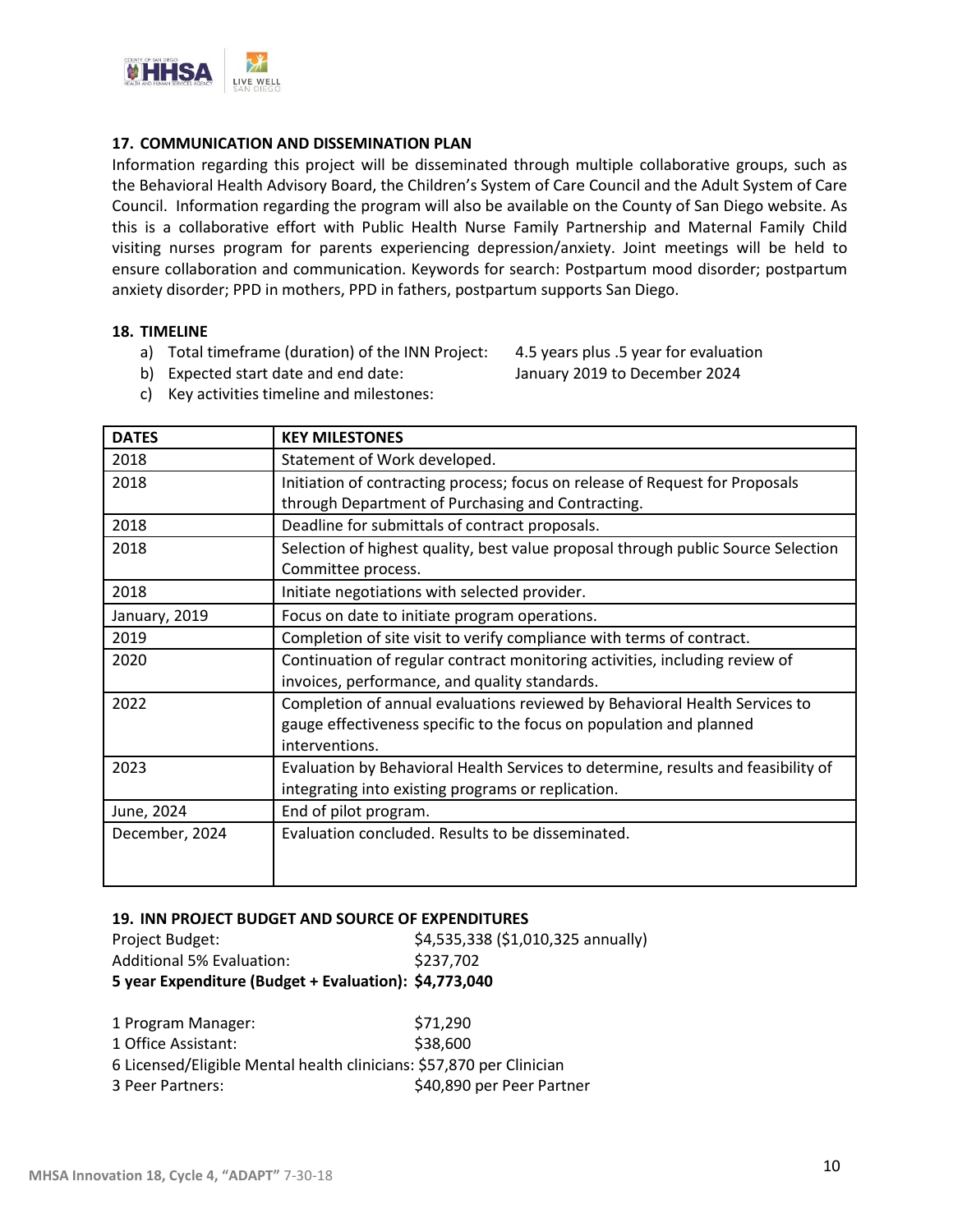### 17. COMMUNICATION AND DISSEMINATION PLAN

Information regarding this project will be disseminated through multiple collaborative groups, such as the Behavioral Health Advisory Board, the Children's System of Care Council and the Adult System of Care Council. Information regarding the program will also be available on the County of San Diego website. As this is a collaborative effort with Public Health Nurse Family Partnership and Maternal Family Child visiting nurses program for parents experiencing depression/anxiety. Joint meetings will be held to ensure collaboration and communication. Keywords for search: Postpartum mood disorder; postpartum anxiety disorder; PPD in mothers, PPD in fathers, postpartum supports San Diego.

### 18. TIMELINE

a) Total timeframe (duration) of the INN Project: 4.5 years plus .5 year for evaluation
b) Expected start date and end date: January 2019 to December 2024
c) Key activities timeline and milestones:

| DATES | KEY MILESTONES |
|---|---|
| 2018 | Statement of Work developed. |
| 2018 | Initiation of contracting process; focus on release of Request for Proposals through Department of Purchasing and Contracting. |
| 2018 | Deadline for submittals of contract proposals. |
| 2018 | Selection of highest quality, best value proposal through public Source Selection Committee process. |
| 2018 | Initiate negotiations with selected provider. |
| January, 2019 | Focus on date to initiate program operations. |
| 2019 | Completion of site visit to verify compliance with terms of contract. |
| 2020 | Continuation of regular contract monitoring activities, including review of invoices, performance, and quality standards. |
| 2022 | Completion of annual evaluations reviewed by Behavioral Health Services to gauge effectiveness specific to the focus on population and planned interventions. |
| 2023 | Evaluation by Behavioral Health Services to determine, results and feasibility of integrating into existing programs or replication. |
| June, 2024 | End of pilot program. |
| December, 2024 | Evaluation concluded. Results to be disseminated. |

### 19. INN PROJECT BUDGET AND SOURCE OF EXPENDITURES

Project Budget: $4,535,338 ($1,010,325 annually)
Additional 5% Evaluation: $237,702
**5 year Expenditure (Budget + Evaluation): $4,773,040**

1 Program Manager: $71,290
1 Office Assistant: $38,600
6 Licensed/Eligible Mental health clinicians: $57,870 per Clinician
3 Peer Partners: $40,890 per Peer Partner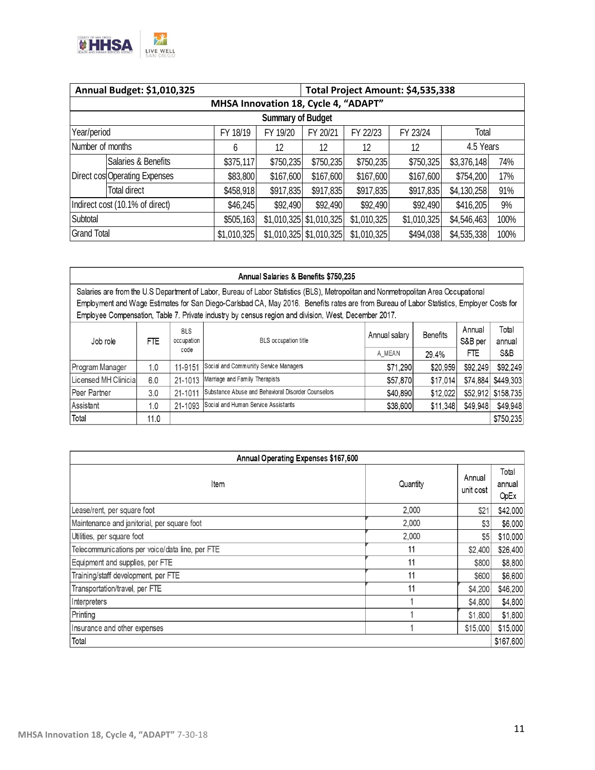| Annual Budget: $1,010,325 | | | | Total Project Amount: $4,535,338 | | | | |
|---|---|---|---|---|---|---|---|---|
| **MHSA Innovation 18, Cycle 4, "ADAPT"** | | | | | | | | |
| **Summary of Budget** | | | | | | | | |
| Year/period | | FY 18/19 | FY 19/20 | FY 20/21 | FY 22/23 | FY 23/24 | Total | |
| Number of months | | 6 | 12 | 12 | 12 | 12 | 4.5 Years | |
| Direct cos | Salaries & Benefits | $375,117 | $750,235 | $750,235 | $750,235 | $750,325 | $3,376,148 | 74% |
| | Operating Expenses | $83,800 | $167,600 | $167,600 | $167,600 | $167,600 | $754,200 | 17% |
| | Total direct | $458,918 | $917,835 | $917,835 | $917,835 | $917,835 | $4,130,258 | 91% |
| Indirect cost (10.1% of direct) | | $46,245 | $92,490 | $92,490 | $92,490 | $92,490 | $416,205 | 9% |
| Subtotal | | $505,163 | $1,010,325 | $1,010,325 | $1,010,325 | $1,010,325 | $4,546,463 | 100% |
| Grand Total | | $1,010,325 | $1,010,325 | $1,010,325 | $1,010,325 | $494,038 | $4,535,338 | 100% |

**Annual Salaries & Benefits $750,235**

Salaries are from the U.S Department of Labor, Bureau of Labor Statistics (BLS), Metropolitan and Nonmetropolitan Area Occupational Employment and Wage Estimates for San Diego-Carlsbad CA, May 2016. Benefits rates are from Bureau of Labor Statistics, Employer Costs for Employee Compensation, Table 7. Private industry by census region and division, West, December 2017.

| Job role | FTE | BLS occupation code | BLS occupation title | Annual salary A_MEAN | Benefits 29.4% | Annual S&B per FTE | Total annual S&B |
|---|---|---|---|---|---|---|---|
| Program Manager | 1.0 | 11-9151 | Social and Community Service Managers | $71,290 | $20,959 | $92,249 | $92,249 |
| Licensed MH Clinicia | 6.0 | 21-1013 | Marriage and Family Therapists | $57,870 | $17,014 | $74,884 | $449,303 |
| Peer Partner | 3.0 | 21-1011 | Substance Abuse and Behavioral Disorder Counselors | $40,890 | $12,022 | $52,912 | $158,735 |
| Assistant | 1.0 | 21-1093 | Social and Human Service Assistants | $38,600 | $11,348 | $49,948 | $49,948 |
| Total | 11.0 | | | | | | $750,235 |

**Annual Operating Expenses $167,600**

| Item | Quantity | Annual unit cost | Total annual OpEx |
|---|---|---|---|
| Lease/rent, per square foot | 2,000 | $21 | $42,000 |
| Maintenance and janitorial, per square foot | 2,000 | $3 | $6,000 |
| Utilities, per square foot | 2,000 | $5 | $10,000 |
| Telecommunications per voice/data line, per FTE | 11 | $2,400 | $26,400 |
| Equipment and supplies, per FTE | 11 | $800 | $8,800 |
| Training/staff development, per FTE | 11 | $600 | $6,600 |
| Transportation/travel, per FTE | 11 | $4,200 | $46,200 |
| Interpreters | 1 | $4,800 | $4,800 |
| Printing | 1 | $1,800 | $1,800 |
| Insurance and other expenses | 1 | $15,000 | $15,000 |
| Total | | | $167,600 |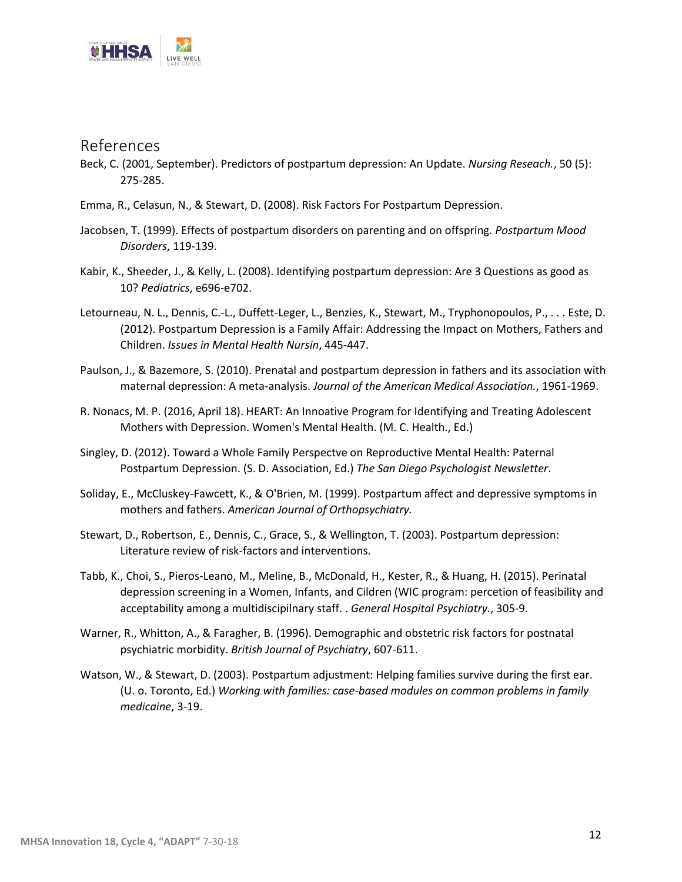## References

Beck, C. (2001, September). Predictors of postpartum depression: An Update. *Nursing Reseach.*, 50 (5): 275-285.

Emma, R., Celasun, N., & Stewart, D. (2008). Risk Factors For Postpartum Depression.

Jacobsen, T. (1999). Effects of postpartum disorders on parenting and on offspring. *Postpartum Mood Disorders*, 119-139.

Kabir, K., Sheeder, J., & Kelly, L. (2008). Identifying postpartum depression: Are 3 Questions as good as 10? *Pediatrics*, e696-e702.

Letourneau, N. L., Dennis, C.-L., Duffett-Leger, L., Benzies, K., Stewart, M., Tryphonopoulos, P., . . . Este, D. (2012). Postpartum Depression is a Family Affair: Addressing the Impact on Mothers, Fathers and Children. *Issues in Mental Health Nursin*, 445-447.

Paulson, J., & Bazemore, S. (2010). Prenatal and postpartum depression in fathers and its association with maternal depression: A meta-analysis. *Journal of the American Medical Association.*, 1961-1969.

R. Nonacs, M. P. (2016, April 18). HEART: An Innoative Program for Identifying and Treating Adolescent Mothers with Depression. Women's Mental Health. (M. C. Health., Ed.)

Singley, D. (2012). Toward a Whole Family Perspectve on Reproductive Mental Health: Paternal Postpartum Depression. (S. D. Association, Ed.) *The San Diego Psychologist Newsletter*.

Soliday, E., McCluskey-Fawcett, K., & O'Brien, M. (1999). Postpartum affect and depressive symptoms in mothers and fathers. *American Journal of Orthopsychiatry.*

Stewart, D., Robertson, E., Dennis, C., Grace, S., & Wellington, T. (2003). Postpartum depression: Literature review of risk-factors and interventions.

Tabb, K., Choi, S., Pieros-Leano, M., Meline, B., McDonald, H., Kester, R., & Huang, H. (2015). Perinatal depression screening in a Women, Infants, and Cildren (WIC program: percetion of feasibility and acceptability among a multidiscipilnary staff. . *General Hospital Psychiatry.*, 305-9.

Warner, R., Whitton, A., & Faragher, B. (1996). Demographic and obstetric risk factors for postnatal psychiatric morbidity. *British Journal of Psychiatry*, 607-611.

Watson, W., & Stewart, D. (2003). Postpartum adjustment: Helping families survive during the first ear. (U. o. Toronto, Ed.) *Working with families: case-based modules on common problems in family medicaine*, 3-19.